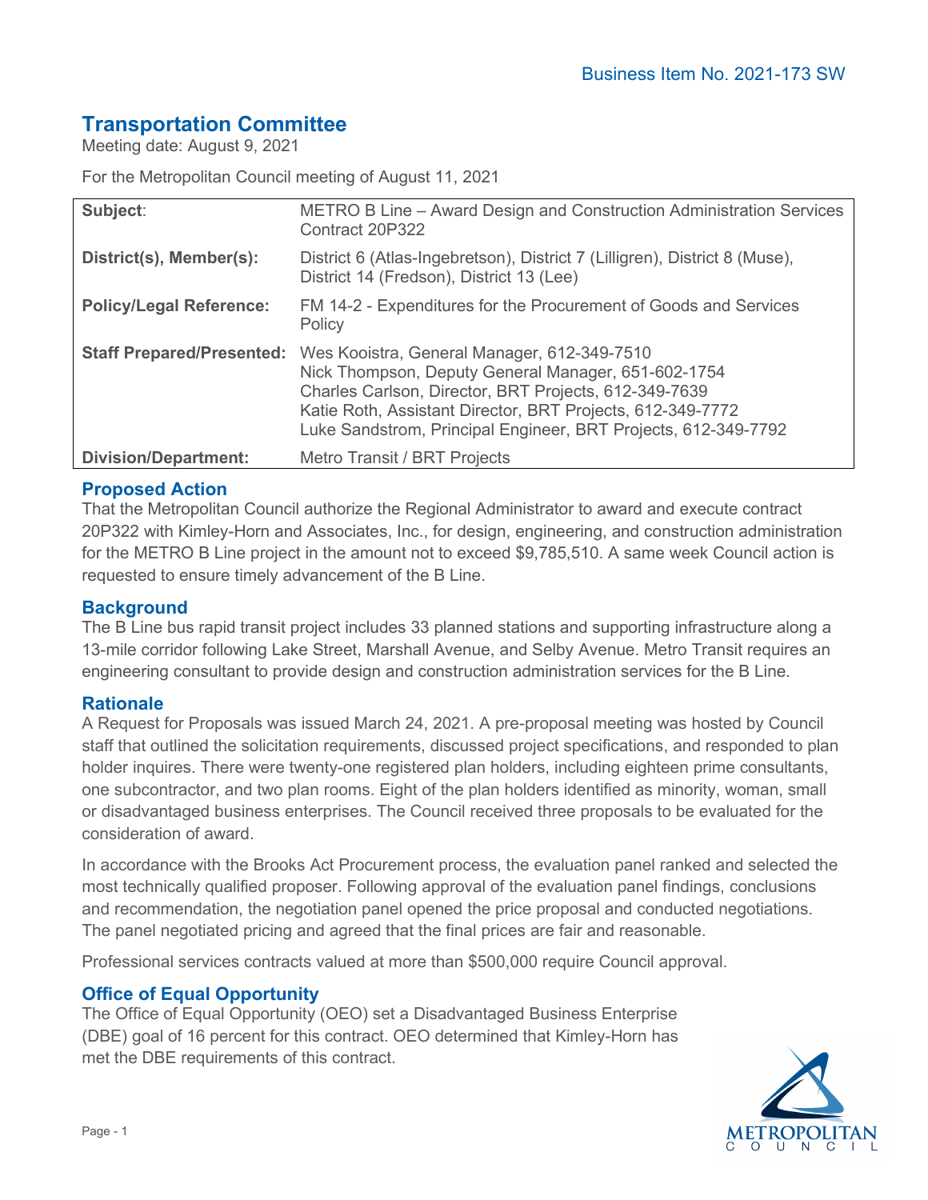Business Item No. 2021-173 SW

# Transportation Committee

Meeting date: August 9, 2021

For the Metropolitan Council meeting of August 11, 2021

| | |
|---|---|
| **Subject**: | METRO B Line – Award Design and Construction Administration Services Contract 20P322 |
| **District(s), Member(s):** | District 6 (Atlas-Ingebretson), District 7 (Lilligren), District 8 (Muse), District 14 (Fredson), District 13 (Lee) |
| **Policy/Legal Reference:** | FM 14-2 - Expenditures for the Procurement of Goods and Services Policy |
| **Staff Prepared/Presented:** | Wes Kooistra, General Manager, 612-349-7510<br>Nick Thompson, Deputy General Manager, 651-602-1754<br>Charles Carlson, Director, BRT Projects, 612-349-7639<br>Katie Roth, Assistant Director, BRT Projects, 612-349-7772<br>Luke Sandstrom, Principal Engineer, BRT Projects, 612-349-7792 |
| **Division/Department:** | Metro Transit / BRT Projects |

## Proposed Action

That the Metropolitan Council authorize the Regional Administrator to award and execute contract 20P322 with Kimley-Horn and Associates, Inc., for design, engineering, and construction administration for the METRO B Line project in the amount not to exceed $9,785,510. A same week Council action is requested to ensure timely advancement of the B Line.

## Background

The B Line bus rapid transit project includes 33 planned stations and supporting infrastructure along a 13-mile corridor following Lake Street, Marshall Avenue, and Selby Avenue. Metro Transit requires an engineering consultant to provide design and construction administration services for the B Line.

## Rationale

A Request for Proposals was issued March 24, 2021. A pre-proposal meeting was hosted by Council staff that outlined the solicitation requirements, discussed project specifications, and responded to plan holder inquires. There were twenty-one registered plan holders, including eighteen prime consultants, one subcontractor, and two plan rooms. Eight of the plan holders identified as minority, woman, small or disadvantaged business enterprises. The Council received three proposals to be evaluated for the consideration of award.

In accordance with the Brooks Act Procurement process, the evaluation panel ranked and selected the most technically qualified proposer. Following approval of the evaluation panel findings, conclusions and recommendation, the negotiation panel opened the price proposal and conducted negotiations. The panel negotiated pricing and agreed that the final prices are fair and reasonable.

Professional services contracts valued at more than $500,000 require Council approval.

## Office of Equal Opportunity

The Office of Equal Opportunity (OEO) set a Disadvantaged Business Enterprise (DBE) goal of 16 percent for this contract. OEO determined that Kimley-Horn has met the DBE requirements of this contract.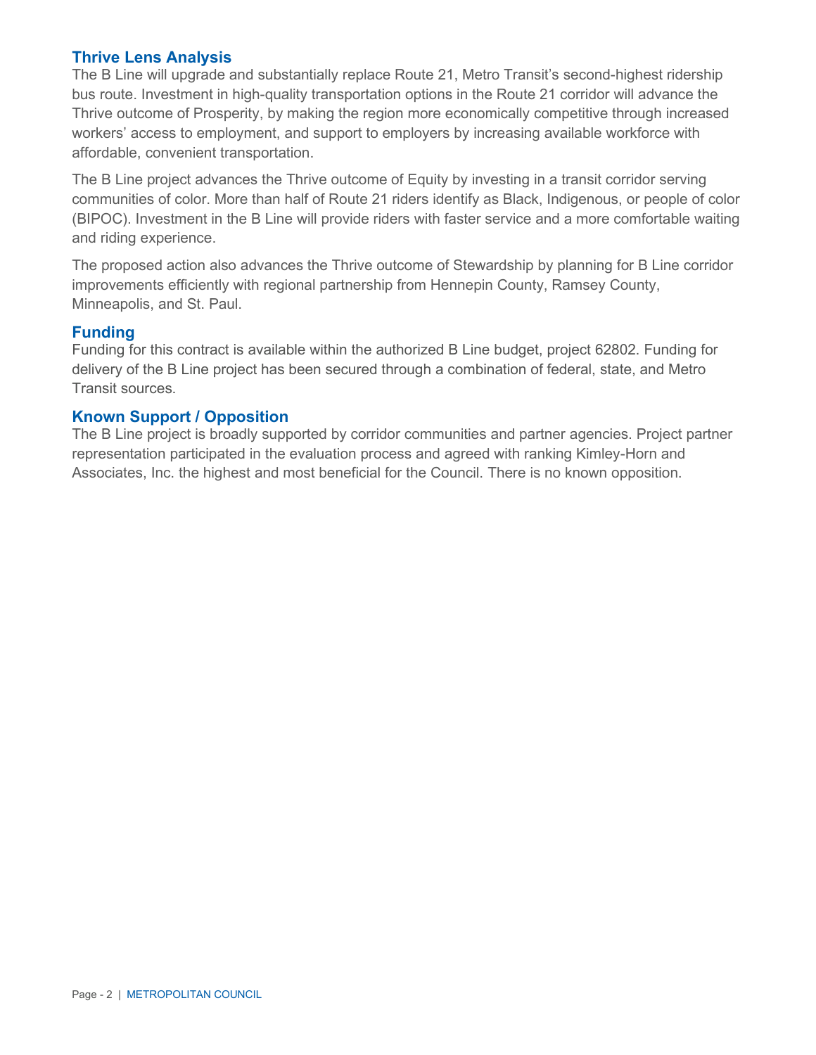## Thrive Lens Analysis

The B Line will upgrade and substantially replace Route 21, Metro Transit's second-highest ridership bus route. Investment in high-quality transportation options in the Route 21 corridor will advance the Thrive outcome of Prosperity, by making the region more economically competitive through increased workers' access to employment, and support to employers by increasing available workforce with affordable, convenient transportation.

The B Line project advances the Thrive outcome of Equity by investing in a transit corridor serving communities of color. More than half of Route 21 riders identify as Black, Indigenous, or people of color (BIPOC). Investment in the B Line will provide riders with faster service and a more comfortable waiting and riding experience.

The proposed action also advances the Thrive outcome of Stewardship by planning for B Line corridor improvements efficiently with regional partnership from Hennepin County, Ramsey County, Minneapolis, and St. Paul.

## Funding

Funding for this contract is available within the authorized B Line budget, project 62802. Funding for delivery of the B Line project has been secured through a combination of federal, state, and Metro Transit sources.

## Known Support / Opposition

The B Line project is broadly supported by corridor communities and partner agencies. Project partner representation participated in the evaluation process and agreed with ranking Kimley-Horn and Associates, Inc. the highest and most beneficial for the Council. There is no known opposition.